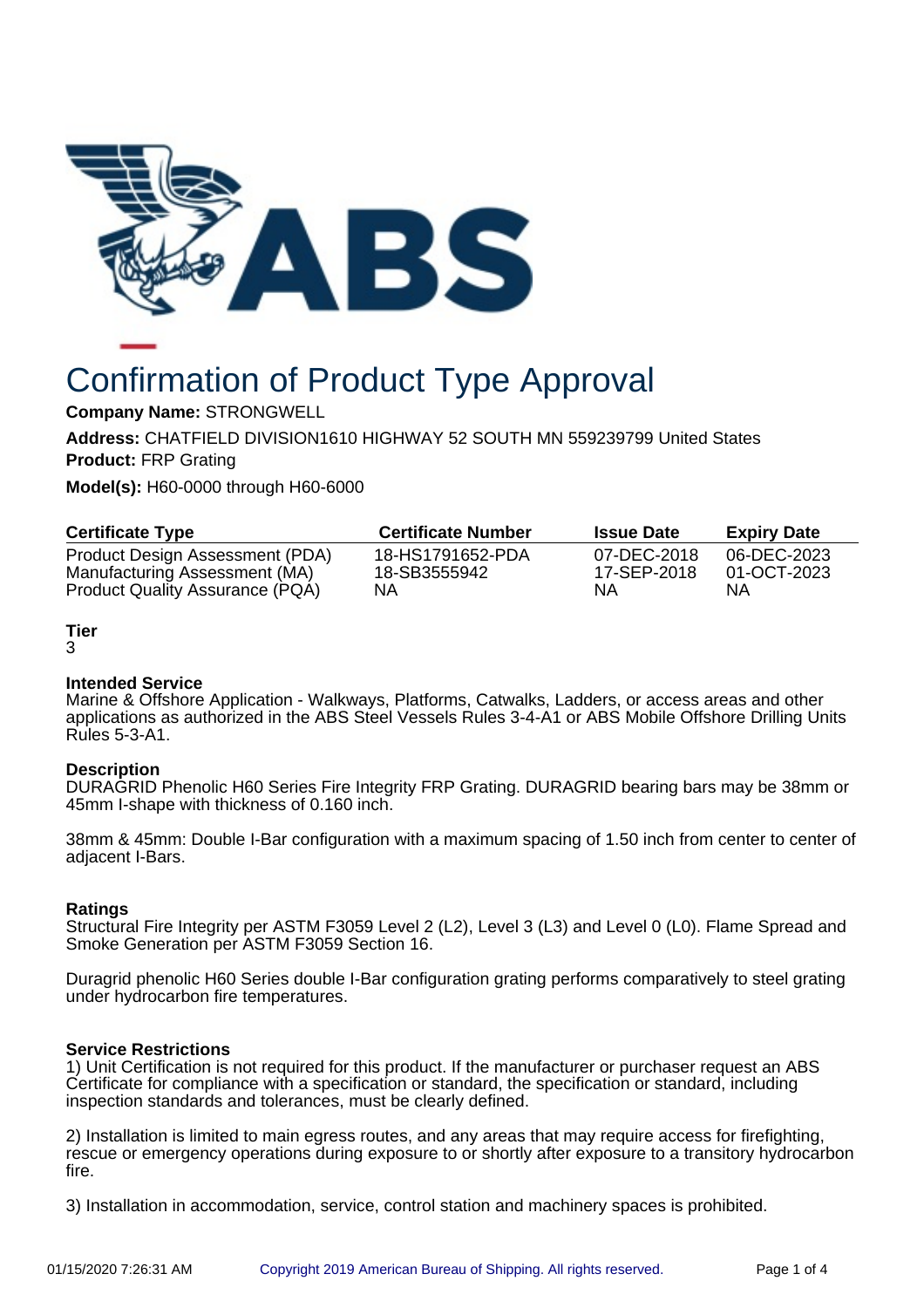# Confirmation of Product Type Approval

**Company Name:** STRONGWELL

**Address:** CHATFIELD DIVISION1610 HIGHWAY 52 SOUTH MN 559239799 United States

**Product:** FRP Grating

**Model(s):** H60-0000 through H60-6000

| Certificate Type | Certificate Number | Issue Date | Expiry Date |
| --- | --- | --- | --- |
| Product Design Assessment (PDA) | 18-HS1791652-PDA | 07-DEC-2018 | 06-DEC-2023 |
| Manufacturing Assessment (MA) | 18-SB3555942 | 17-SEP-2018 | 01-OCT-2023 |
| Product Quality Assurance (PQA) | NA | NA | NA |

**Tier**
3

**Intended Service**
Marine & Offshore Application - Walkways, Platforms, Catwalks, Ladders, or access areas and other applications as authorized in the ABS Steel Vessels Rules 3-4-A1 or ABS Mobile Offshore Drilling Units Rules 5-3-A1.

**Description**
DURAGRID Phenolic H60 Series Fire Integrity FRP Grating. DURAGRID bearing bars may be 38mm or 45mm I-shape with thickness of 0.160 inch.

38mm & 45mm: Double I-Bar configuration with a maximum spacing of 1.50 inch from center to center of adjacent I-Bars.

**Ratings**
Structural Fire Integrity per ASTM F3059 Level 2 (L2), Level 3 (L3) and Level 0 (L0). Flame Spread and Smoke Generation per ASTM F3059 Section 16.

Duragrid phenolic H60 Series double I-Bar configuration grating performs comparatively to steel grating under hydrocarbon fire temperatures.

**Service Restrictions**
1) Unit Certification is not required for this product. If the manufacturer or purchaser request an ABS Certificate for compliance with a specification or standard, the specification or standard, including inspection standards and tolerances, must be clearly defined.

2) Installation is limited to main egress routes, and any areas that may require access for firefighting, rescue or emergency operations during exposure to or shortly after exposure to a transitory hydrocarbon fire.

3) Installation in accommodation, service, control station and machinery spaces is prohibited.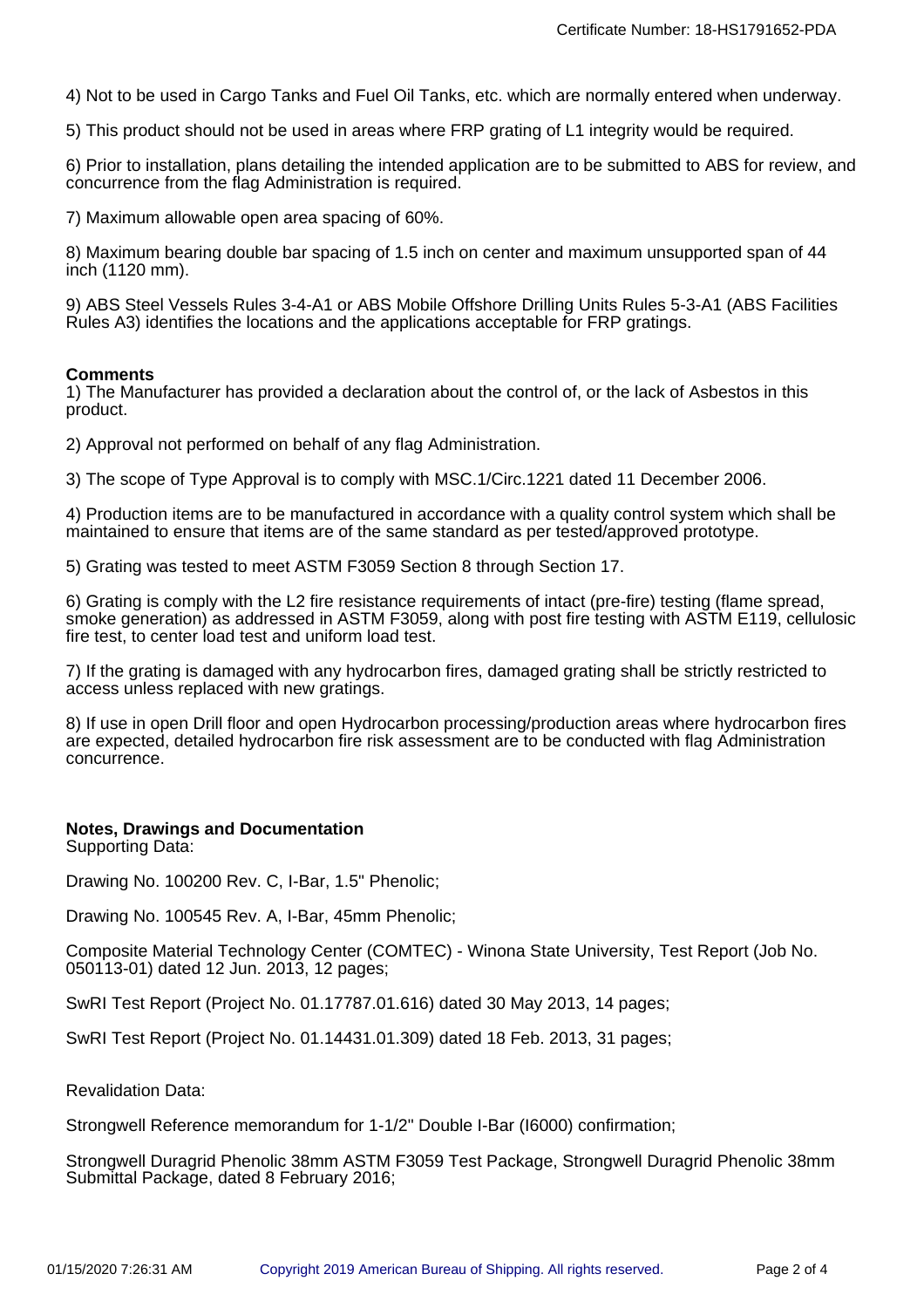4) Not to be used in Cargo Tanks and Fuel Oil Tanks, etc. which are normally entered when underway.

5) This product should not be used in areas where FRP grating of L1 integrity would be required.

6) Prior to installation, plans detailing the intended application are to be submitted to ABS for review, and concurrence from the flag Administration is required.

7) Maximum allowable open area spacing of 60%.

8) Maximum bearing double bar spacing of 1.5 inch on center and maximum unsupported span of 44 inch (1120 mm).

9) ABS Steel Vessels Rules 3-4-A1 or ABS Mobile Offshore Drilling Units Rules 5-3-A1 (ABS Facilities Rules A3) identifies the locations and the applications acceptable for FRP gratings.

**Comments**

1) The Manufacturer has provided a declaration about the control of, or the lack of Asbestos in this product.

2) Approval not performed on behalf of any flag Administration.

3) The scope of Type Approval is to comply with MSC.1/Circ.1221 dated 11 December 2006.

4) Production items are to be manufactured in accordance with a quality control system which shall be maintained to ensure that items are of the same standard as per tested/approved prototype.

5) Grating was tested to meet ASTM F3059 Section 8 through Section 17.

6) Grating is comply with the L2 fire resistance requirements of intact (pre-fire) testing (flame spread, smoke generation) as addressed in ASTM F3059, along with post fire testing with ASTM E119, cellulosic fire test, to center load test and uniform load test.

7) If the grating is damaged with any hydrocarbon fires, damaged grating shall be strictly restricted to access unless replaced with new gratings.

8) If use in open Drill floor and open Hydrocarbon processing/production areas where hydrocarbon fires are expected, detailed hydrocarbon fire risk assessment are to be conducted with flag Administration concurrence.

**Notes, Drawings and Documentation**

Supporting Data:

Drawing No. 100200 Rev. C, I-Bar, 1.5" Phenolic;

Drawing No. 100545 Rev. A, I-Bar, 45mm Phenolic;

Composite Material Technology Center (COMTEC) - Winona State University, Test Report (Job No. 050113-01) dated 12 Jun. 2013, 12 pages;

SwRI Test Report (Project No. 01.17787.01.616) dated 30 May 2013, 14 pages;

SwRI Test Report (Project No. 01.14431.01.309) dated 18 Feb. 2013, 31 pages;

Revalidation Data:

Strongwell Reference memorandum for 1-1/2" Double I-Bar (I6000) confirmation;

Strongwell Duragrid Phenolic 38mm ASTM F3059 Test Package, Strongwell Duragrid Phenolic 38mm Submittal Package, dated 8 February 2016;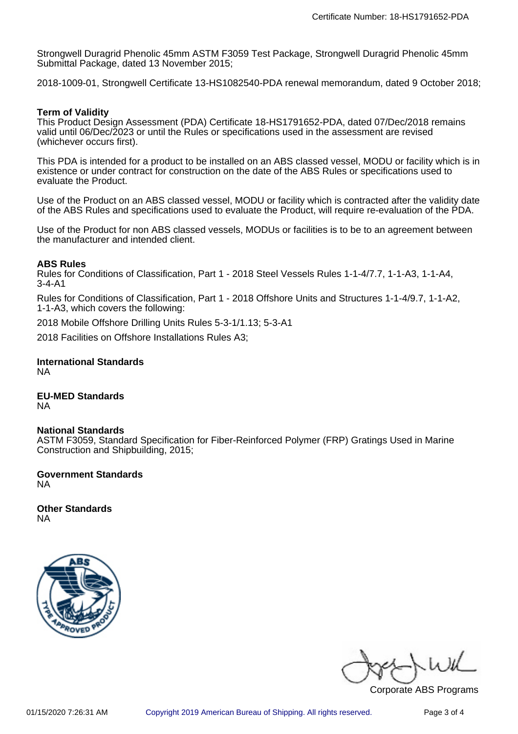Strongwell Duragrid Phenolic 45mm ASTM F3059 Test Package, Strongwell Duragrid Phenolic 45mm Submittal Package, dated 13 November 2015;

2018-1009-01, Strongwell Certificate 13-HS1082540-PDA renewal memorandum, dated 9 October 2018;

**Term of Validity**
This Product Design Assessment (PDA) Certificate 18-HS1791652-PDA, dated 07/Dec/2018 remains valid until 06/Dec/2023 or until the Rules or specifications used in the assessment are revised (whichever occurs first).

This PDA is intended for a product to be installed on an ABS classed vessel, MODU or facility which is in existence or under contract for construction on the date of the ABS Rules or specifications used to evaluate the Product.

Use of the Product on an ABS classed vessel, MODU or facility which is contracted after the validity date of the ABS Rules and specifications used to evaluate the Product, will require re-evaluation of the PDA.

Use of the Product for non ABS classed vessels, MODUs or facilities is to be to an agreement between the manufacturer and intended client.

**ABS Rules**
Rules for Conditions of Classification, Part 1 - 2018 Steel Vessels Rules 1-1-4/7.7, 1-1-A3, 1-1-A4, 3-4-A1

Rules for Conditions of Classification, Part 1 - 2018 Offshore Units and Structures 1-1-4/9.7, 1-1-A2, 1-1-A3, which covers the following:

2018 Mobile Offshore Drilling Units Rules 5-3-1/1.13; 5-3-A1

2018 Facilities on Offshore Installations Rules A3;

**International Standards**
NA

**EU-MED Standards**
NA

**National Standards**
ASTM F3059, Standard Specification for Fiber-Reinforced Polymer (FRP) Gratings Used in Marine Construction and Shipbuilding, 2015;

**Government Standards**
NA

**Other Standards**
NA

Corporate ABS Programs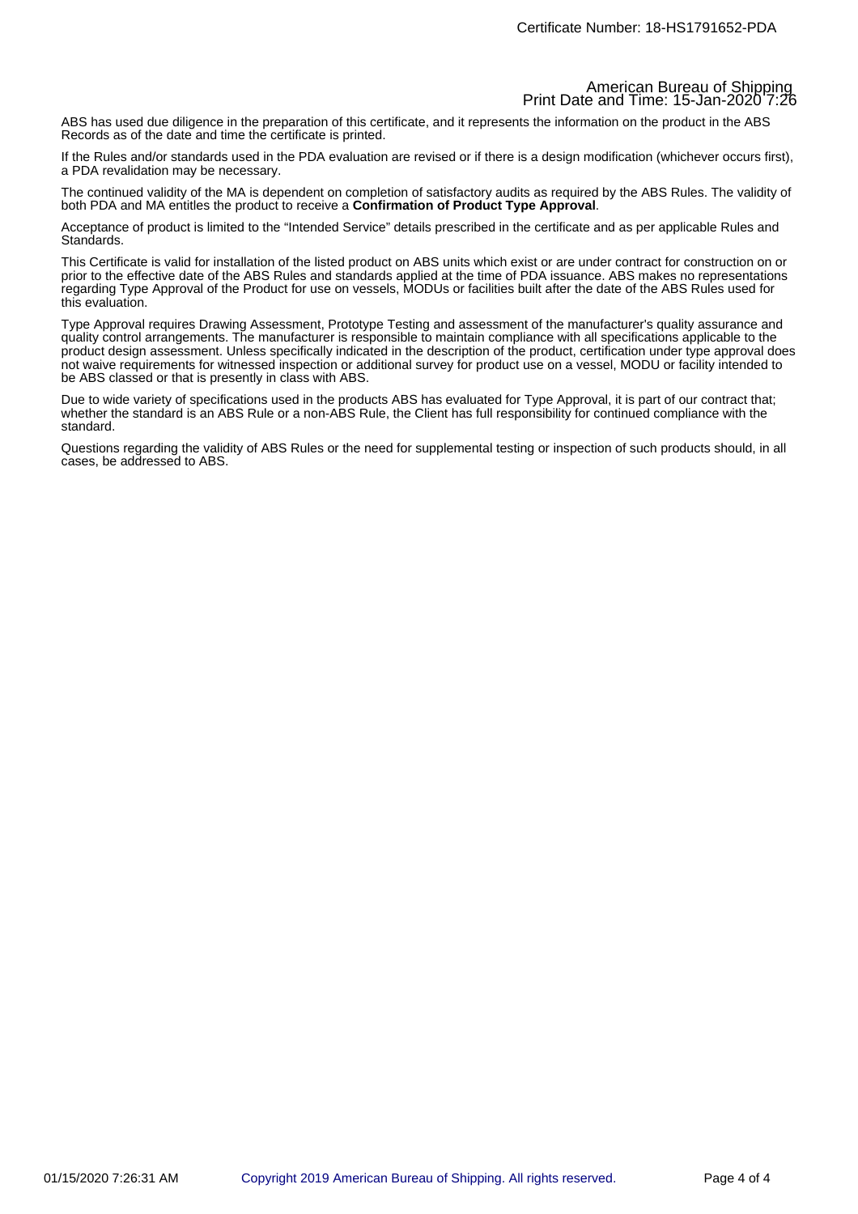Certificate Number: 18-HS1791652-PDA

American Bureau of Shipping
Print Date and Time: 15-Jan-2020 7:26

ABS has used due diligence in the preparation of this certificate, and it represents the information on the product in the ABS Records as of the date and time the certificate is printed.

If the Rules and/or standards used in the PDA evaluation are revised or if there is a design modification (whichever occurs first), a PDA revalidation may be necessary.

The continued validity of the MA is dependent on completion of satisfactory audits as required by the ABS Rules. The validity of both PDA and MA entitles the product to receive a **Confirmation of Product Type Approval**.

Acceptance of product is limited to the "Intended Service" details prescribed in the certificate and as per applicable Rules and Standards.

This Certificate is valid for installation of the listed product on ABS units which exist or are under contract for construction on or prior to the effective date of the ABS Rules and standards applied at the time of PDA issuance. ABS makes no representations regarding Type Approval of the Product for use on vessels, MODUs or facilities built after the date of the ABS Rules used for this evaluation.

Type Approval requires Drawing Assessment, Prototype Testing and assessment of the manufacturer's quality assurance and quality control arrangements. The manufacturer is responsible to maintain compliance with all specifications applicable to the product design assessment. Unless specifically indicated in the description of the product, certification under type approval does not waive requirements for witnessed inspection or additional survey for product use on a vessel, MODU or facility intended to be ABS classed or that is presently in class with ABS.

Due to wide variety of specifications used in the products ABS has evaluated for Type Approval, it is part of our contract that; whether the standard is an ABS Rule or a non-ABS Rule, the Client has full responsibility for continued compliance with the standard.

Questions regarding the validity of ABS Rules or the need for supplemental testing or inspection of such products should, in all cases, be addressed to ABS.